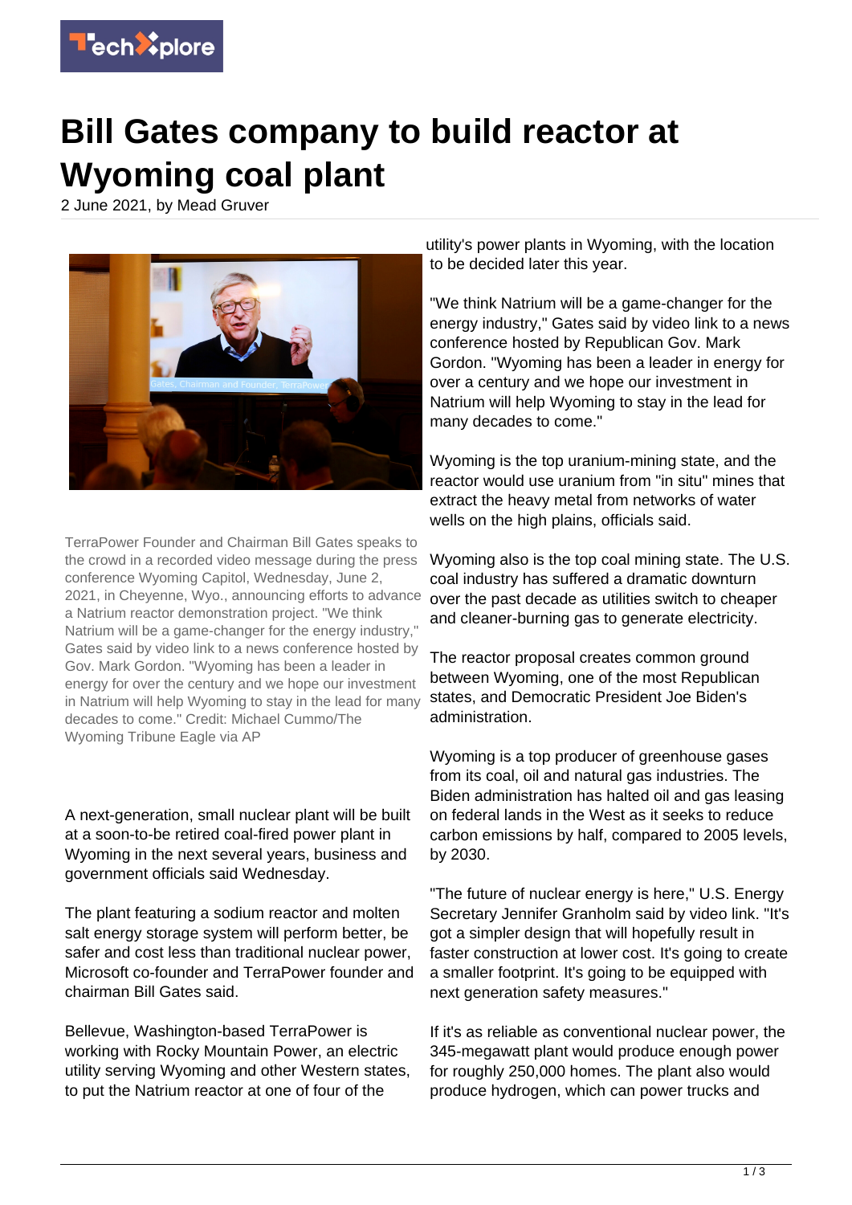# Bill Gates company to build reactor at Wyoming coal plant

2 June 2021, by Mead Gruver

TerraPower Founder and Chairman Bill Gates speaks to the crowd in a recorded video message during the press conference Wyoming Capitol, Wednesday, June 2, 2021, in Cheyenne, Wyo., announcing efforts to advance a Natrium reactor demonstration project. "We think Natrium will be a game-changer for the energy industry," Gates said by video link to a news conference hosted by Gov. Mark Gordon. "Wyoming has been a leader in energy for over the century and we hope our investment in Natrium will help Wyoming to stay in the lead for many decades to come." Credit: Michael Cummo/The Wyoming Tribune Eagle via AP

A next-generation, small nuclear plant will be built at a soon-to-be retired coal-fired power plant in Wyoming in the next several years, business and government officials said Wednesday.

The plant featuring a sodium reactor and molten salt energy storage system will perform better, be safer and cost less than traditional nuclear power, Microsoft co-founder and TerraPower founder and chairman Bill Gates said.

Bellevue, Washington-based TerraPower is working with Rocky Mountain Power, an electric utility serving Wyoming and other Western states, to put the Natrium reactor at one of four of the utility's power plants in Wyoming, with the location to be decided later this year.

"We think Natrium will be a game-changer for the energy industry," Gates said by video link to a news conference hosted by Republican Gov. Mark Gordon. "Wyoming has been a leader in energy for over a century and we hope our investment in Natrium will help Wyoming to stay in the lead for many decades to come."

Wyoming is the top uranium-mining state, and the reactor would use uranium from "in situ" mines that extract the heavy metal from networks of water wells on the high plains, officials said.

Wyoming also is the top coal mining state. The U.S. coal industry has suffered a dramatic downturn over the past decade as utilities switch to cheaper and cleaner-burning gas to generate electricity.

The reactor proposal creates common ground between Wyoming, one of the most Republican states, and Democratic President Joe Biden's administration.

Wyoming is a top producer of greenhouse gases from its coal, oil and natural gas industries. The Biden administration has halted oil and gas leasing on federal lands in the West as it seeks to reduce carbon emissions by half, compared to 2005 levels, by 2030.

"The future of nuclear energy is here," U.S. Energy Secretary Jennifer Granholm said by video link. "It's got a simpler design that will hopefully result in faster construction at lower cost. It's going to create a smaller footprint. It's going to be equipped with next generation safety measures."

If it's as reliable as conventional nuclear power, the 345-megawatt plant would produce enough power for roughly 250,000 homes. The plant also would produce hydrogen, which can power trucks and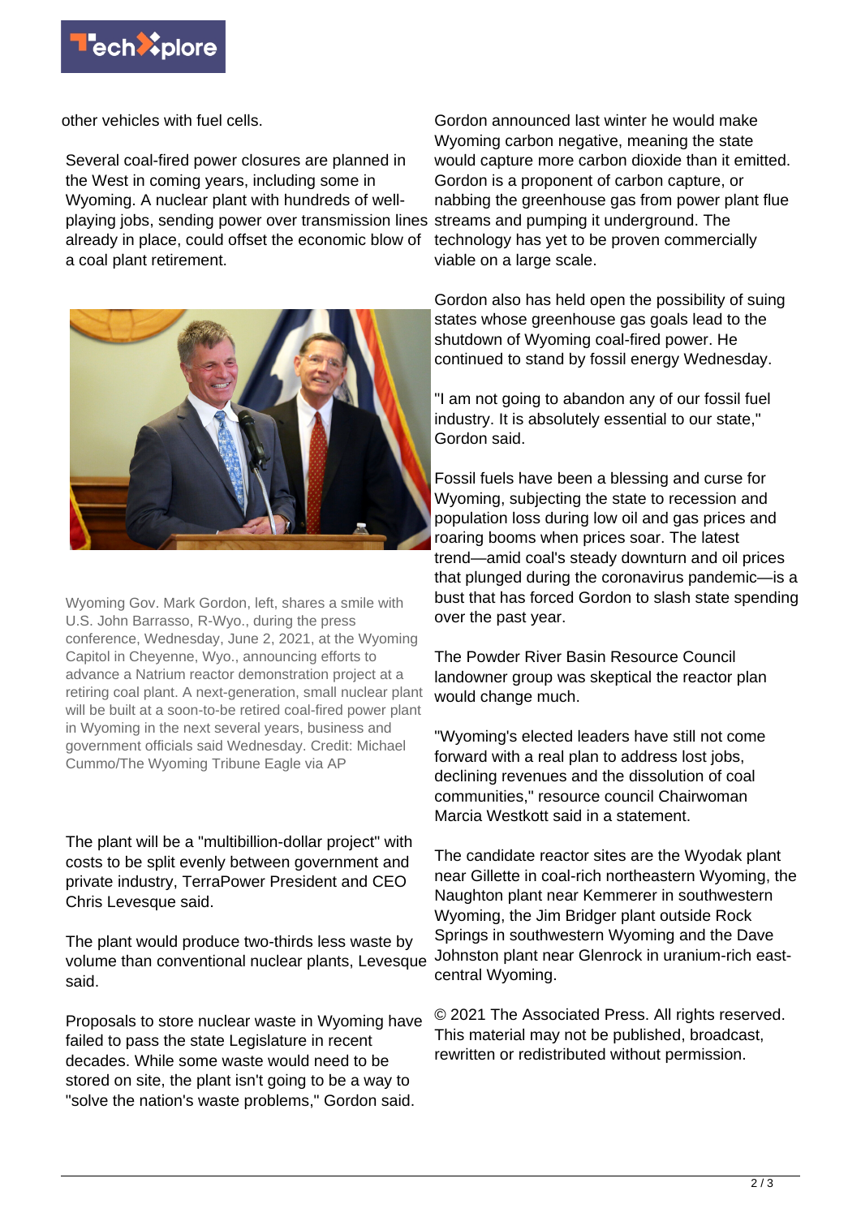other vehicles with fuel cells.

Several coal-fired power closures are planned in the West in coming years, including some in Wyoming. A nuclear plant with hundreds of well-playing jobs, sending power over transmission lines already in place, could offset the economic blow of a coal plant retirement.

Wyoming Gov. Mark Gordon, left, shares a smile with U.S. John Barrasso, R-Wyo., during the press conference, Wednesday, June 2, 2021, at the Wyoming Capitol in Cheyenne, Wyo., announcing efforts to advance a Natrium reactor demonstration project at a retiring coal plant. A next-generation, small nuclear plant will be built at a soon-to-be retired coal-fired power plant in Wyoming in the next several years, business and government officials said Wednesday. Credit: Michael Cummo/The Wyoming Tribune Eagle via AP

The plant will be a "multibillion-dollar project" with costs to be split evenly between government and private industry, TerraPower President and CEO Chris Levesque said.

The plant would produce two-thirds less waste by volume than conventional nuclear plants, Levesque said.

Proposals to store nuclear waste in Wyoming have failed to pass the state Legislature in recent decades. While some waste would need to be stored on site, the plant isn't going to be a way to "solve the nation's waste problems," Gordon said.

Gordon announced last winter he would make Wyoming carbon negative, meaning the state would capture more carbon dioxide than it emitted. Gordon is a proponent of carbon capture, or nabbing the greenhouse gas from power plant flue streams and pumping it underground. The technology has yet to be proven commercially viable on a large scale.

Gordon also has held open the possibility of suing states whose greenhouse gas goals lead to the shutdown of Wyoming coal-fired power. He continued to stand by fossil energy Wednesday.

"I am not going to abandon any of our fossil fuel industry. It is absolutely essential to our state," Gordon said.

Fossil fuels have been a blessing and curse for Wyoming, subjecting the state to recession and population loss during low oil and gas prices and roaring booms when prices soar. The latest trend—amid coal's steady downturn and oil prices that plunged during the coronavirus pandemic—is a bust that has forced Gordon to slash state spending over the past year.

The Powder River Basin Resource Council landowner group was skeptical the reactor plan would change much.

"Wyoming's elected leaders have still not come forward with a real plan to address lost jobs, declining revenues and the dissolution of coal communities," resource council Chairwoman Marcia Westkott said in a statement.

The candidate reactor sites are the Wyodak plant near Gillette in coal-rich northeastern Wyoming, the Naughton plant near Kemmerer in southwestern Wyoming, the Jim Bridger plant outside Rock Springs in southwestern Wyoming and the Dave Johnston plant near Glenrock in uranium-rich east-central Wyoming.

© 2021 The Associated Press. All rights reserved. This material may not be published, broadcast, rewritten or redistributed without permission.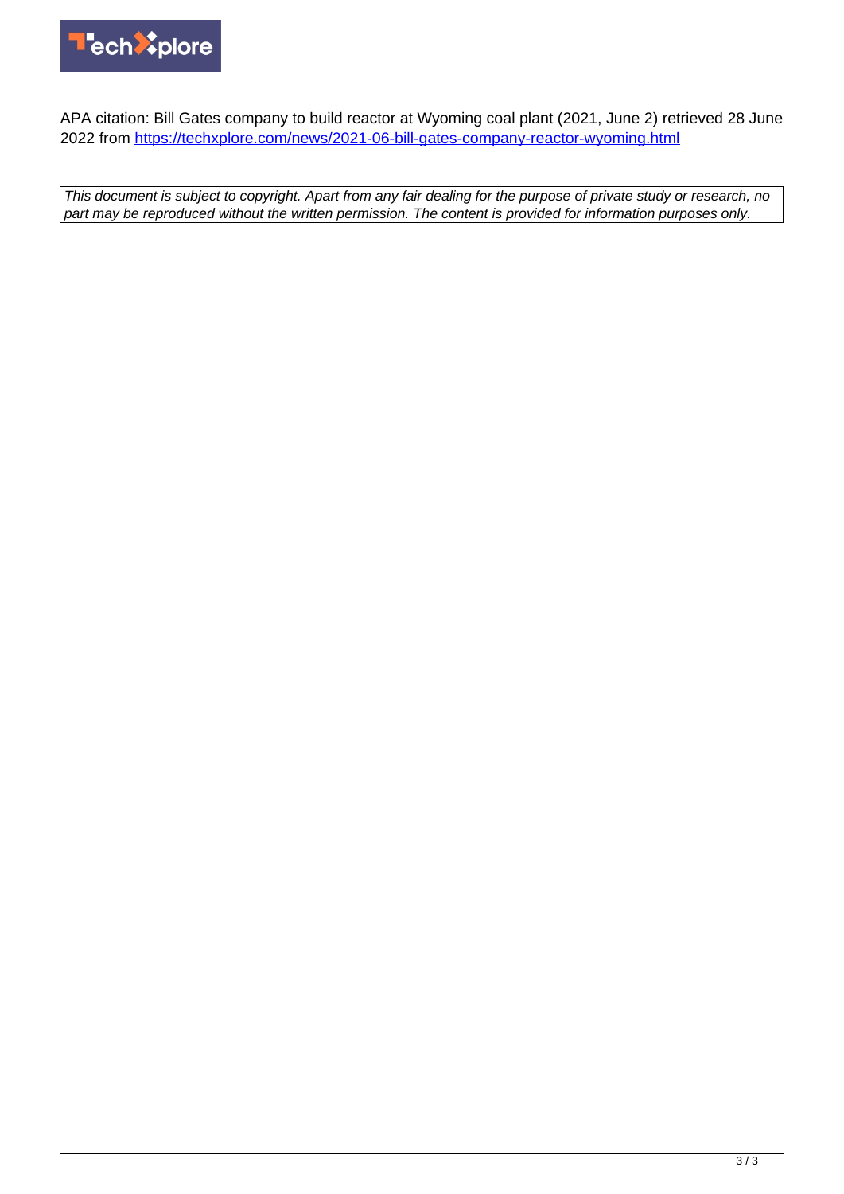APA citation: Bill Gates company to build reactor at Wyoming coal plant (2021, June 2) retrieved 28 June 2022 from https://techxplore.com/news/2021-06-bill-gates-company-reactor-wyoming.html

*This document is subject to copyright. Apart from any fair dealing for the purpose of private study or research, no part may be reproduced without the written permission. The content is provided for information purposes only.*